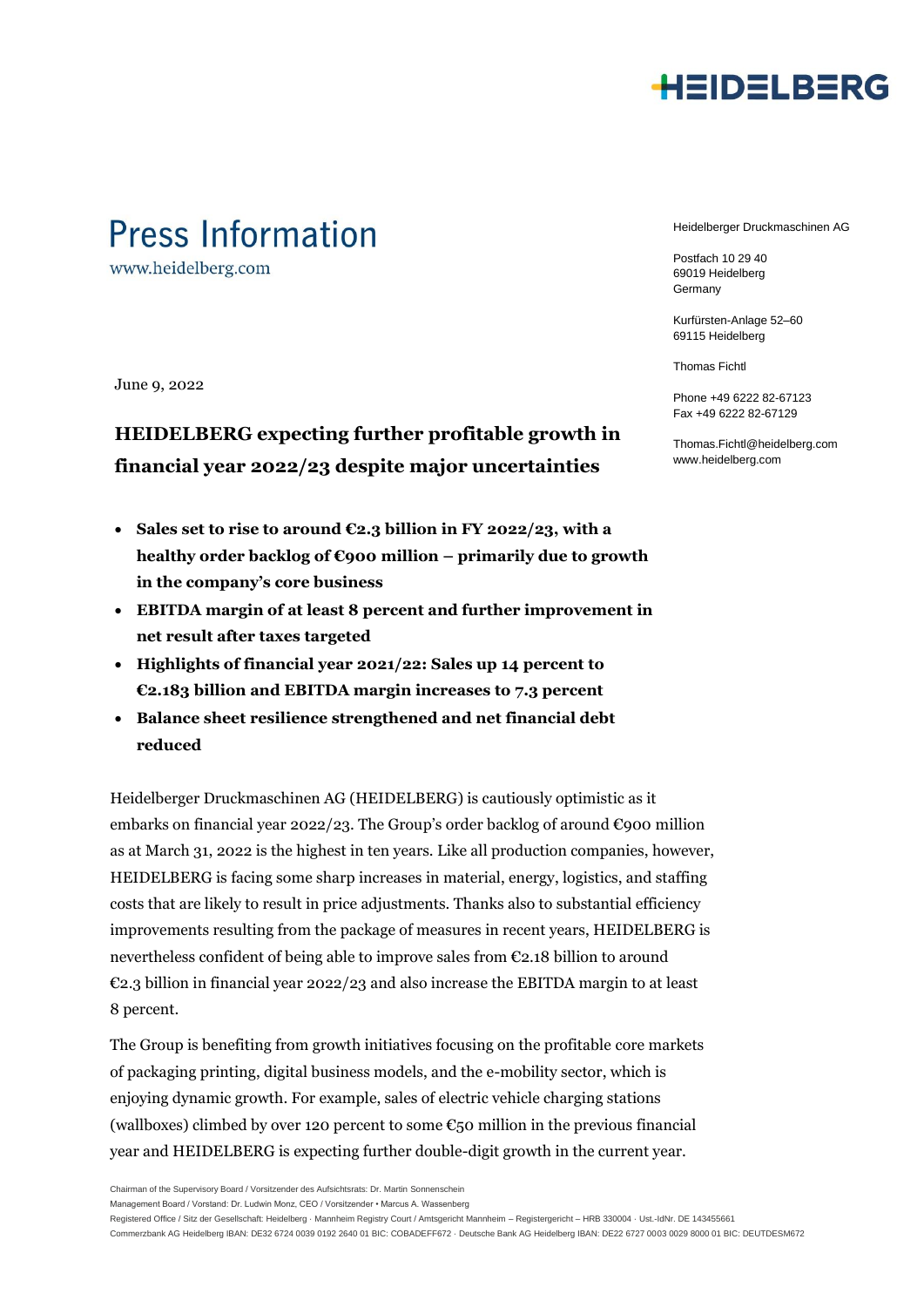# Press Information

www.heidelberg.com

Heidelberger Druckmaschinen AG

Postfach 10 29 40
69019 Heidelberg
Germany

Kurfürsten-Anlage 52–60
69115 Heidelberg

Thomas Fichtl

Phone +49 6222 82-67123
Fax +49 6222 82-67129

Thomas.Fichtl@heidelberg.com
www.heidelberg.com

June 9, 2022

## HEIDELBERG expecting further profitable growth in financial year 2022/23 despite major uncertainties

- **Sales set to rise to around €2.3 billion in FY 2022/23, with a healthy order backlog of €900 million – primarily due to growth in the company's core business**
- **EBITDA margin of at least 8 percent and further improvement in net result after taxes targeted**
- **Highlights of financial year 2021/22: Sales up 14 percent to €2.183 billion and EBITDA margin increases to 7.3 percent**
- **Balance sheet resilience strengthened and net financial debt reduced**

Heidelberger Druckmaschinen AG (HEIDELBERG) is cautiously optimistic as it embarks on financial year 2022/23. The Group's order backlog of around €900 million as at March 31, 2022 is the highest in ten years. Like all production companies, however, HEIDELBERG is facing some sharp increases in material, energy, logistics, and staffing costs that are likely to result in price adjustments. Thanks also to substantial efficiency improvements resulting from the package of measures in recent years, HEIDELBERG is nevertheless confident of being able to improve sales from €2.18 billion to around €2.3 billion in financial year 2022/23 and also increase the EBITDA margin to at least 8 percent.

The Group is benefiting from growth initiatives focusing on the profitable core markets of packaging printing, digital business models, and the e-mobility sector, which is enjoying dynamic growth. For example, sales of electric vehicle charging stations (wallboxes) climbed by over 120 percent to some €50 million in the previous financial year and HEIDELBERG is expecting further double-digit growth in the current year.

Chairman of the Supervisory Board / Vorsitzender des Aufsichtsrats: Dr. Martin Sonnenschein
Management Board / Vorstand: Dr. Ludwin Monz, CEO / Vorsitzender • Marcus A. Wassenberg
Registered Office / Sitz der Gesellschaft: Heidelberg · Mannheim Registry Court / Amtsgericht Mannheim – Registergericht – HRB 330004 · Ust.-IdNr. DE 143455661
Commerzbank AG Heidelberg IBAN: DE32 6724 0039 0192 2640 01 BIC: COBADEFF672 · Deutsche Bank AG Heidelberg IBAN: DE22 6727 0003 0029 8000 01 BIC: DEUTDESM672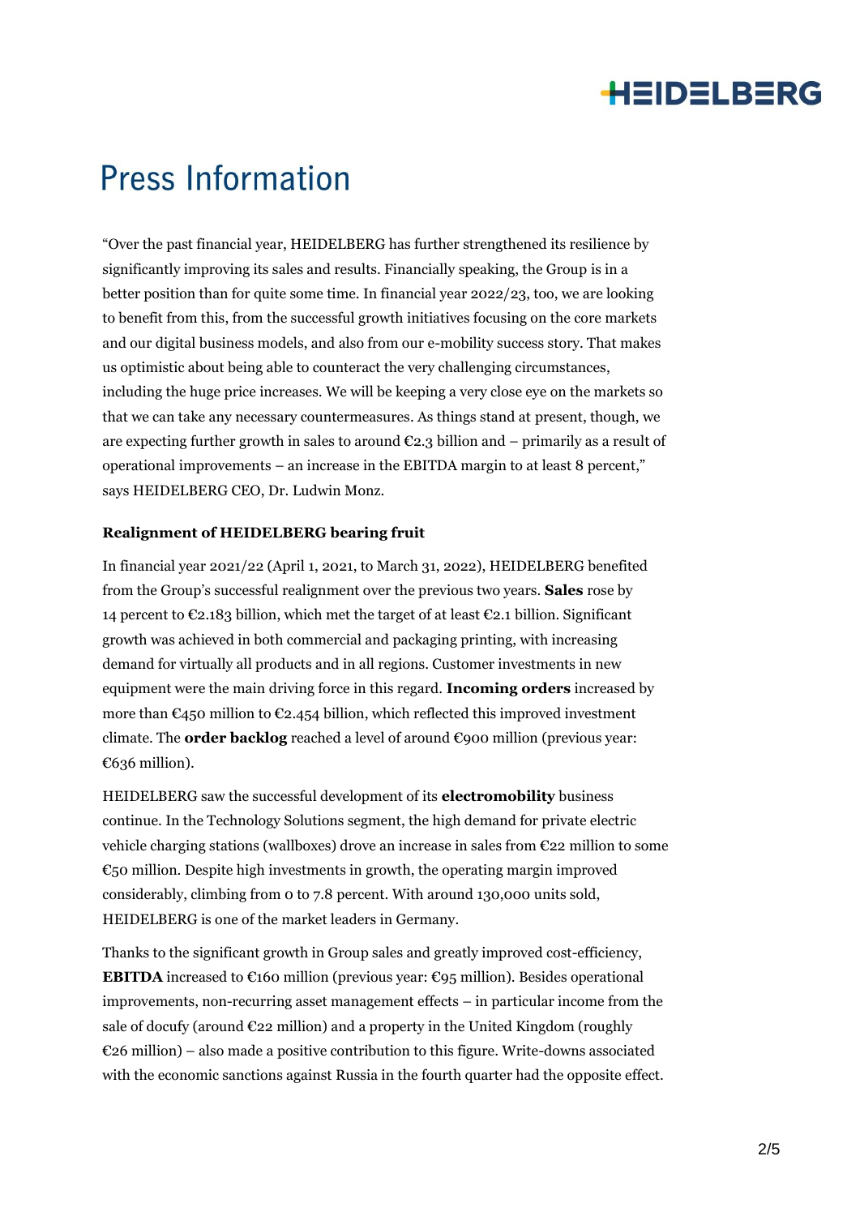# Press Information

"Over the past financial year, HEIDELBERG has further strengthened its resilience by significantly improving its sales and results. Financially speaking, the Group is in a better position than for quite some time. In financial year 2022/23, too, we are looking to benefit from this, from the successful growth initiatives focusing on the core markets and our digital business models, and also from our e-mobility success story. That makes us optimistic about being able to counteract the very challenging circumstances, including the huge price increases. We will be keeping a very close eye on the markets so that we can take any necessary countermeasures. As things stand at present, though, we are expecting further growth in sales to around €2.3 billion and – primarily as a result of operational improvements – an increase in the EBITDA margin to at least 8 percent," says HEIDELBERG CEO, Dr. Ludwin Monz.

**Realignment of HEIDELBERG bearing fruit**

In financial year 2021/22 (April 1, 2021, to March 31, 2022), HEIDELBERG benefited from the Group's successful realignment over the previous two years. **Sales** rose by 14 percent to €2.183 billion, which met the target of at least €2.1 billion. Significant growth was achieved in both commercial and packaging printing, with increasing demand for virtually all products and in all regions. Customer investments in new equipment were the main driving force in this regard. **Incoming orders** increased by more than €450 million to €2.454 billion, which reflected this improved investment climate. The **order backlog** reached a level of around €900 million (previous year: €636 million).

HEIDELBERG saw the successful development of its **electromobility** business continue. In the Technology Solutions segment, the high demand for private electric vehicle charging stations (wallboxes) drove an increase in sales from €22 million to some €50 million. Despite high investments in growth, the operating margin improved considerably, climbing from 0 to 7.8 percent. With around 130,000 units sold, HEIDELBERG is one of the market leaders in Germany.

Thanks to the significant growth in Group sales and greatly improved cost-efficiency, **EBITDA** increased to €160 million (previous year: €95 million). Besides operational improvements, non-recurring asset management effects – in particular income from the sale of docufy (around €22 million) and a property in the United Kingdom (roughly €26 million) – also made a positive contribution to this figure. Write-downs associated with the economic sanctions against Russia in the fourth quarter had the opposite effect.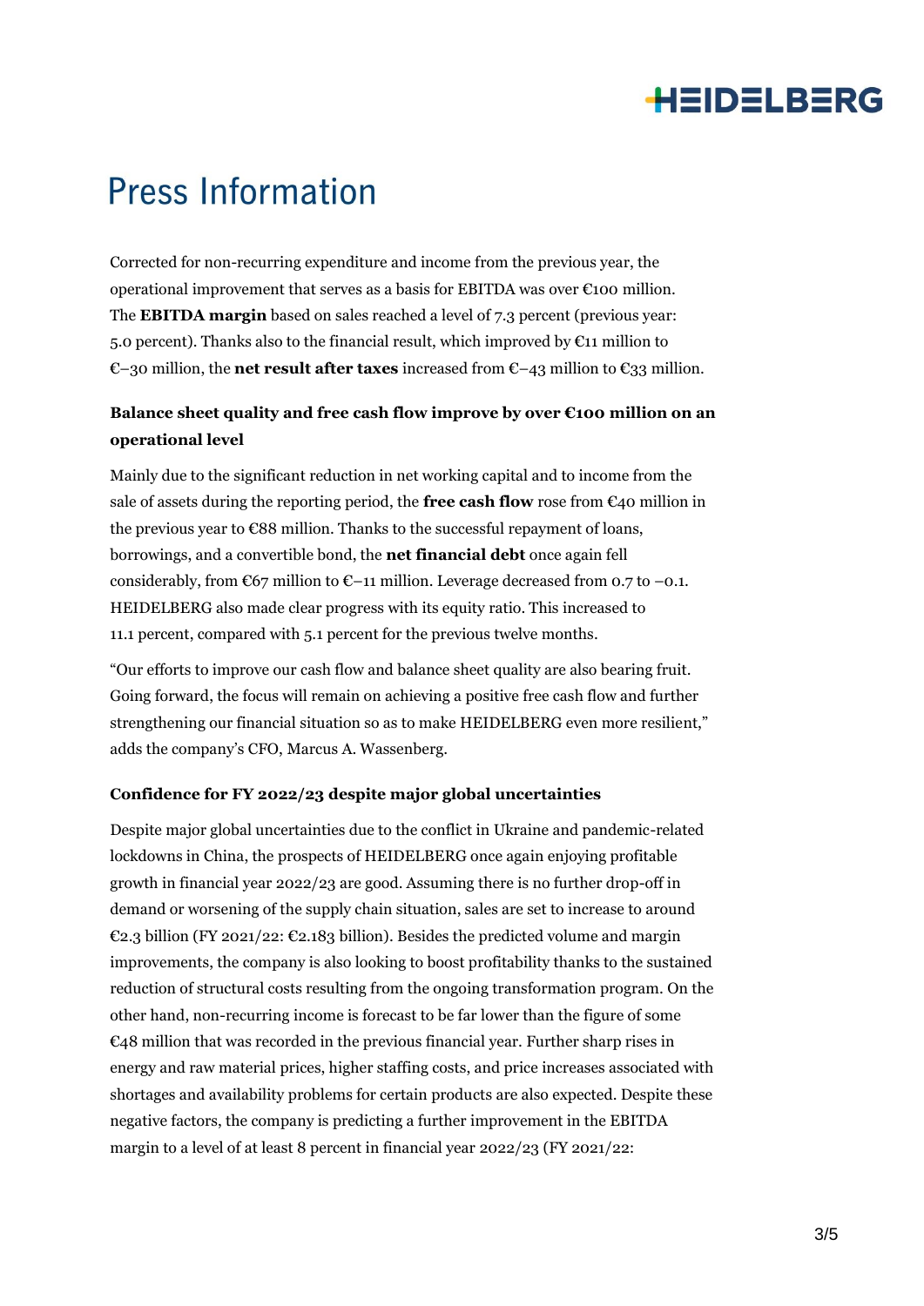Corrected for non-recurring expenditure and income from the previous year, the operational improvement that serves as a basis for EBITDA was over €100 million. The **EBITDA margin** based on sales reached a level of 7.3 percent (previous year: 5.0 percent). Thanks also to the financial result, which improved by €11 million to €–30 million, the **net result after taxes** increased from €–43 million to €33 million.

**Balance sheet quality and free cash flow improve by over €100 million on an operational level**

Mainly due to the significant reduction in net working capital and to income from the sale of assets during the reporting period, the **free cash flow** rose from €40 million in the previous year to €88 million. Thanks to the successful repayment of loans, borrowings, and a convertible bond, the **net financial debt** once again fell considerably, from €67 million to €–11 million. Leverage decreased from 0.7 to –0.1. HEIDELBERG also made clear progress with its equity ratio. This increased to 11.1 percent, compared with 5.1 percent for the previous twelve months.

“Our efforts to improve our cash flow and balance sheet quality are also bearing fruit. Going forward, the focus will remain on achieving a positive free cash flow and further strengthening our financial situation so as to make HEIDELBERG even more resilient,” adds the company’s CFO, Marcus A. Wassenberg.

**Confidence for FY 2022/23 despite major global uncertainties**

Despite major global uncertainties due to the conflict in Ukraine and pandemic-related lockdowns in China, the prospects of HEIDELBERG once again enjoying profitable growth in financial year 2022/23 are good. Assuming there is no further drop-off in demand or worsening of the supply chain situation, sales are set to increase to around €2.3 billion (FY 2021/22: €2.183 billion). Besides the predicted volume and margin improvements, the company is also looking to boost profitability thanks to the sustained reduction of structural costs resulting from the ongoing transformation program. On the other hand, non-recurring income is forecast to be far lower than the figure of some €48 million that was recorded in the previous financial year. Further sharp rises in energy and raw material prices, higher staffing costs, and price increases associated with shortages and availability problems for certain products are also expected. Despite these negative factors, the company is predicting a further improvement in the EBITDA margin to a level of at least 8 percent in financial year 2022/23 (FY 2021/22: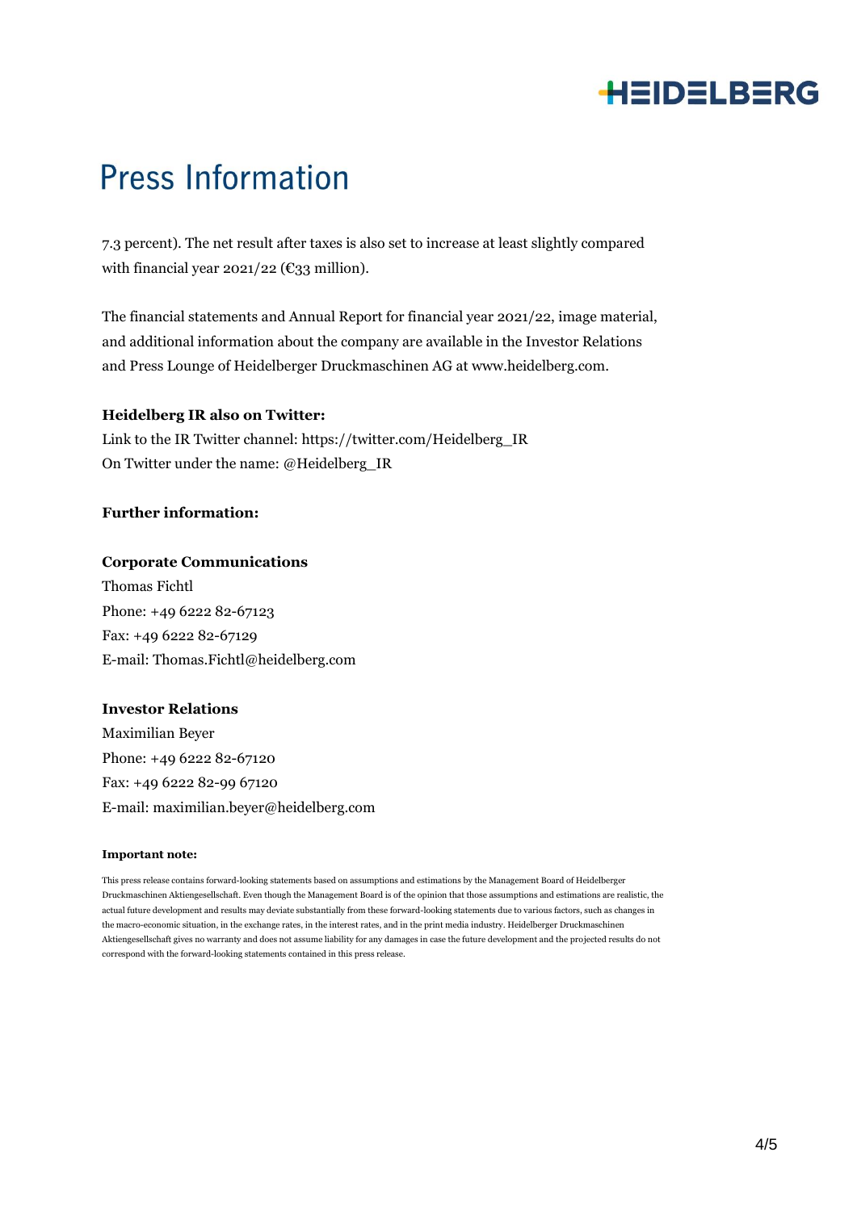7.3 percent). The net result after taxes is also set to increase at least slightly compared with financial year 2021/22 (€33 million).

The financial statements and Annual Report for financial year 2021/22, image material, and additional information about the company are available in the Investor Relations and Press Lounge of Heidelberger Druckmaschinen AG at www.heidelberg.com.

**Heidelberg IR also on Twitter:**
Link to the IR Twitter channel: https://twitter.com/Heidelberg_IR
On Twitter under the name: @Heidelberg_IR

**Further information:**

**Corporate Communications**
Thomas Fichtl
Phone: +49 6222 82-67123
Fax: +49 6222 82-67129
E-mail: Thomas.Fichtl@heidelberg.com

**Investor Relations**
Maximilian Beyer
Phone: +49 6222 82-67120
Fax: +49 6222 82-99 67120
E-mail: maximilian.beyer@heidelberg.com

**Important note:**

This press release contains forward-looking statements based on assumptions and estimations by the Management Board of Heidelberger Druckmaschinen Aktiengesellschaft. Even though the Management Board is of the opinion that those assumptions and estimations are realistic, the actual future development and results may deviate substantially from these forward-looking statements due to various factors, such as changes in the macro-economic situation, in the exchange rates, in the interest rates, and in the print media industry. Heidelberger Druckmaschinen Aktiengesellschaft gives no warranty and does not assume liability for any damages in case the future development and the projected results do not correspond with the forward-looking statements contained in this press release.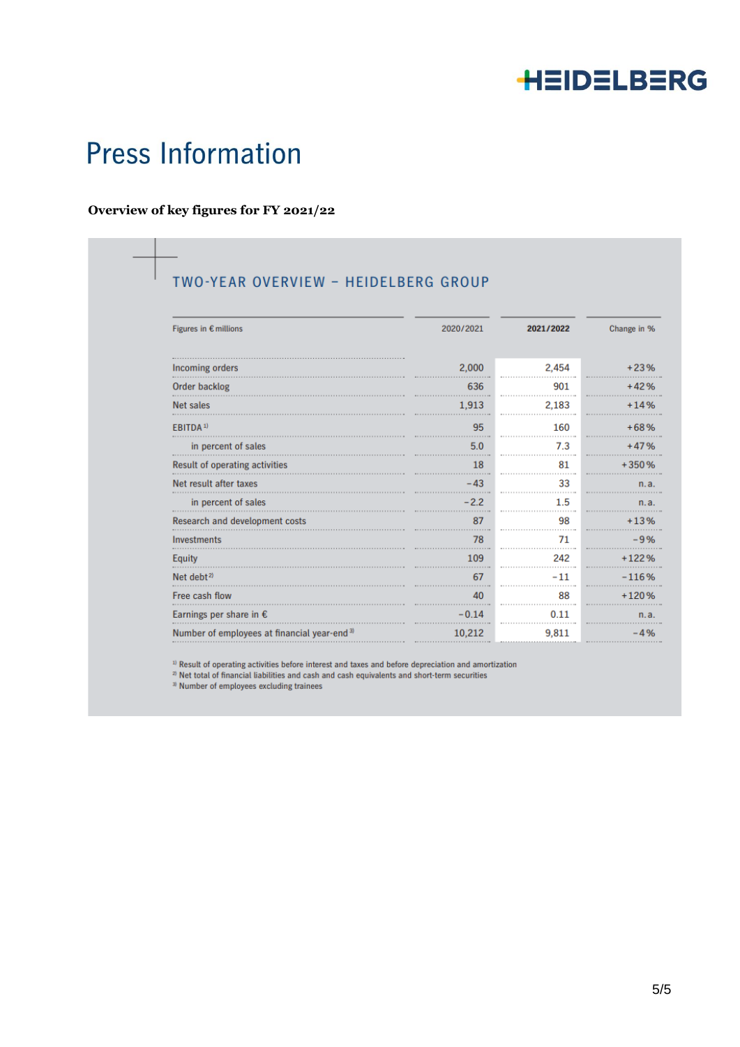# Press Information

**Overview of key figures for FY 2021/22**

## TWO-YEAR OVERVIEW – HEIDELBERG GROUP

| Figures in € millions | 2020/2021 | 2021/2022 | Change in % |
|---|---|---|---|
| Incoming orders | 2,000 | 2,454 | +23 % |
| Order backlog | 636 | 901 | +42 % |
| Net sales | 1,913 | 2,183 | +14 % |
| EBITDA [1] | 95 | 160 | +68 % |
| in percent of sales | 5.0 | 7.3 | +47 % |
| Result of operating activities | 18 | 81 | +350 % |
| Net result after taxes | -43 | 33 | n. a. |
| in percent of sales | -2.2 | 1.5 | n. a. |
| Research and development costs | 87 | 98 | +13 % |
| Investments | 78 | 71 | -9 % |
| Equity | 109 | 242 | +122 % |
| Net debt [2] | 67 | -11 | -116 % |
| Free cash flow | 40 | 88 | +120 % |
| Earnings per share in € | -0.14 | 0.11 | n. a. |
| Number of employees at financial year-end [3] | 10,212 | 9,811 | -4 % |

[1] Result of operating activities before interest and taxes and before depreciation and amortization
[2] Net total of financial liabilities and cash and cash equivalents and short-term securities
[3] Number of employees excluding trainees